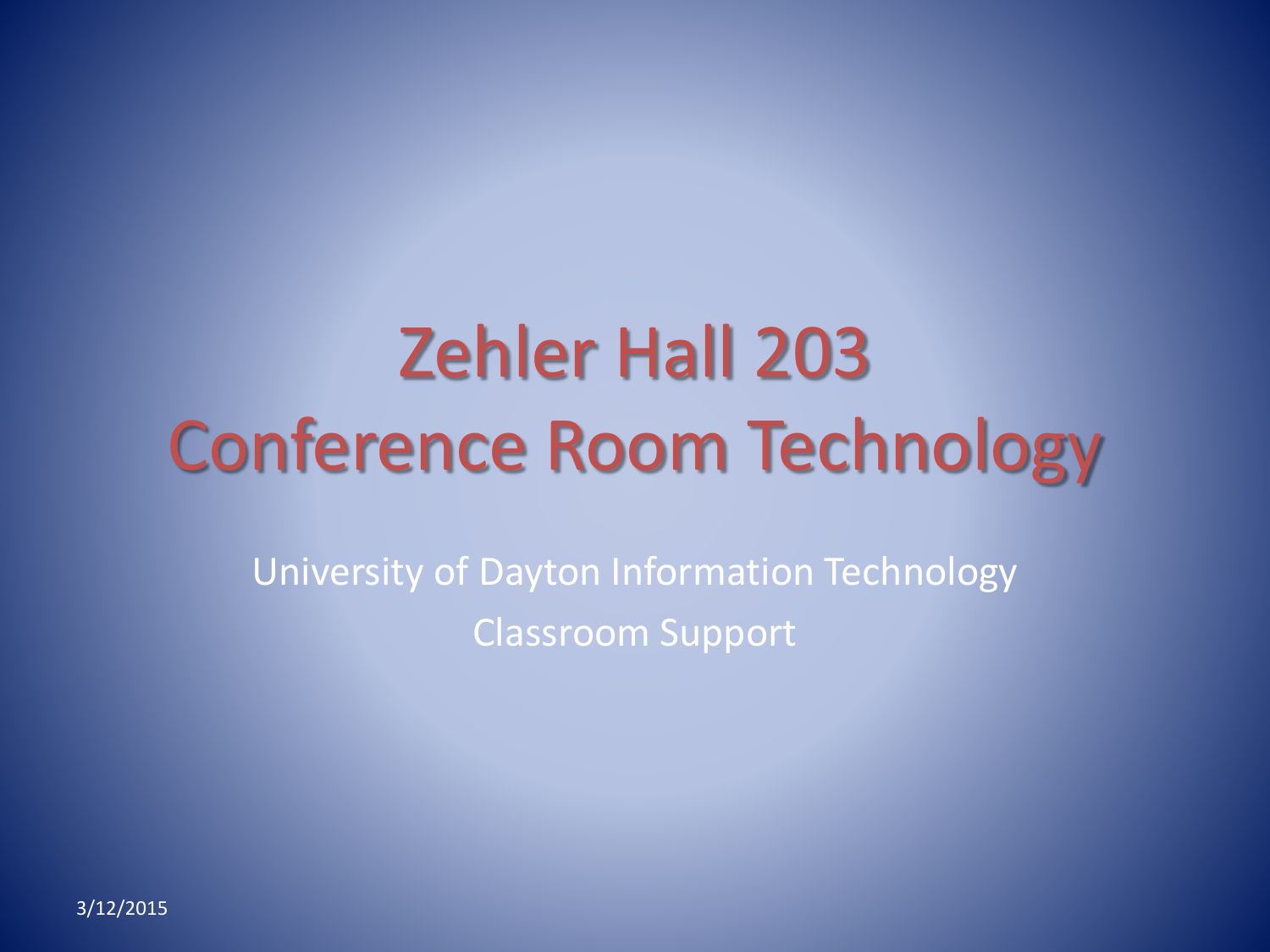# Zehler Hall 203
# Conference Room Technology

University of Dayton Information Technology

Classroom Support

3/12/2015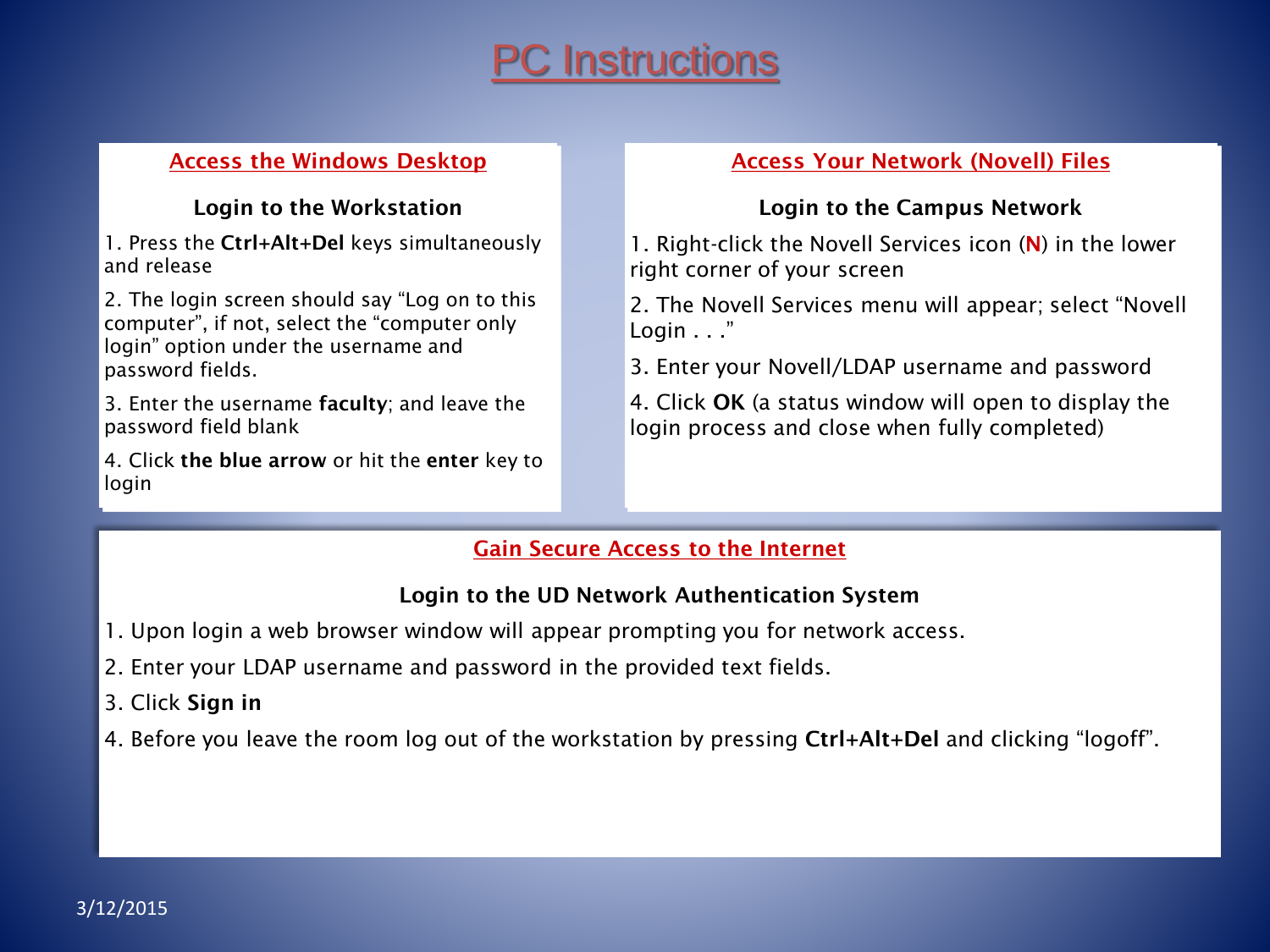# PC Instructions

## Access the Windows Desktop

### Login to the Workstation

1. Press the **Ctrl+Alt+Del** keys simultaneously and release
2. The login screen should say "Log on to this computer", if not, select the "computer only login" option under the username and password fields.
3. Enter the username **faculty**; and leave the password field blank
4. Click **the blue arrow** or hit the **enter** key to login

## Access Your Network (Novell) Files

### Login to the Campus Network

1. Right-click the Novell Services icon (**N**) in the lower right corner of your screen
2. The Novell Services menu will appear; select "Novell Login . . ."
3. Enter your Novell/LDAP username and password
4. Click **OK** (a status window will open to display the login process and close when fully completed)

## Gain Secure Access to the Internet

### Login to the UD Network Authentication System

1. Upon login a web browser window will appear prompting you for network access.
2. Enter your LDAP username and password in the provided text fields.
3. Click **Sign in**
4. Before you leave the room log out of the workstation by pressing **Ctrl+Alt+Del** and clicking "logoff".

3/12/2015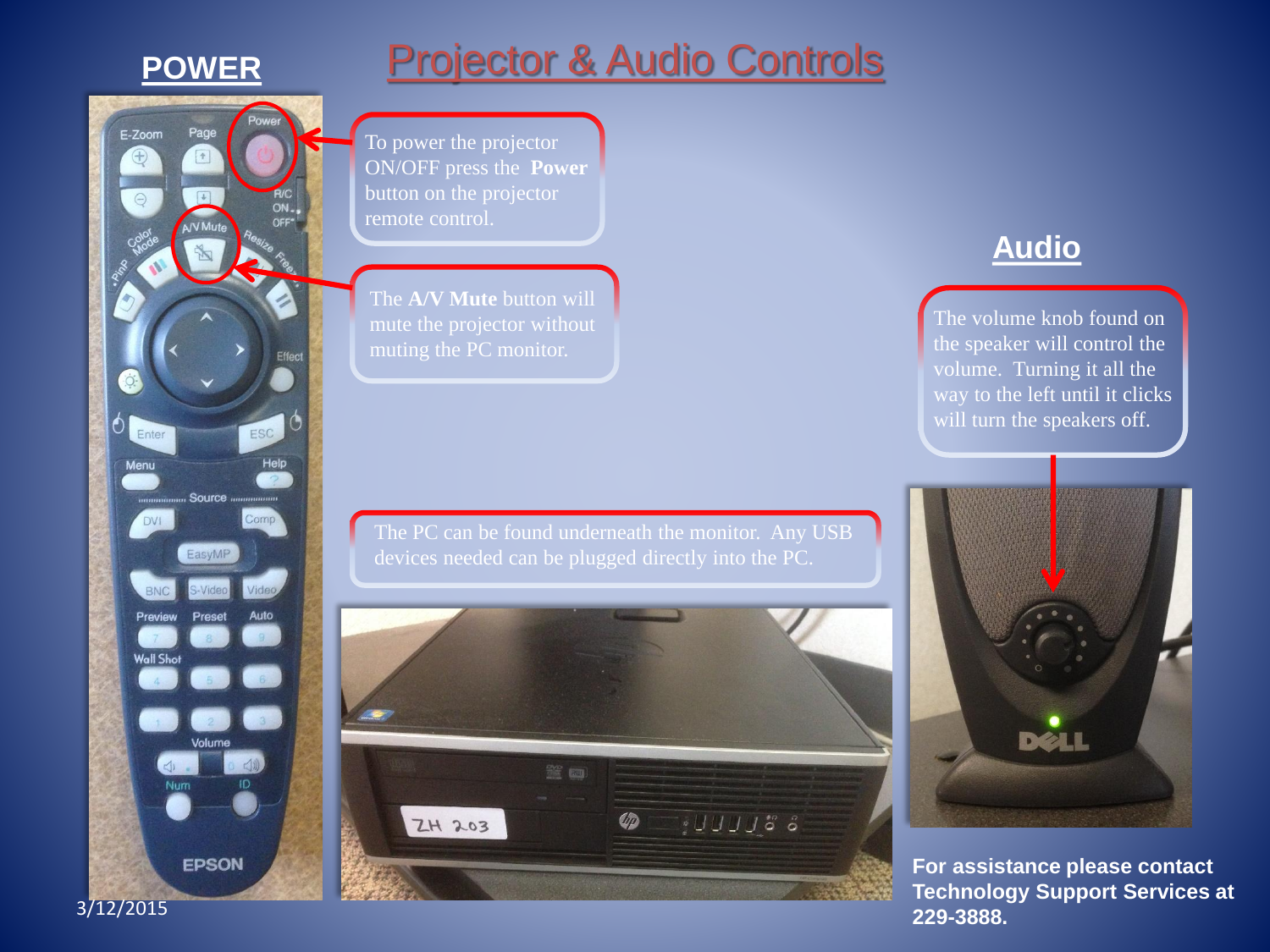# Projector & Audio Controls

## POWER

To power the projector ON/OFF press the **Power** button on the projector remote control.

The **A/V Mute** button will mute the projector without muting the PC monitor.

The PC can be found underneath the monitor. Any USB devices needed can be plugged directly into the PC.

## Audio

The volume knob found on the speaker will control the volume. Turning it all the way to the left until it clicks will turn the speakers off.

**For assistance please contact Technology Support Services at 229-3888.**

3/12/2015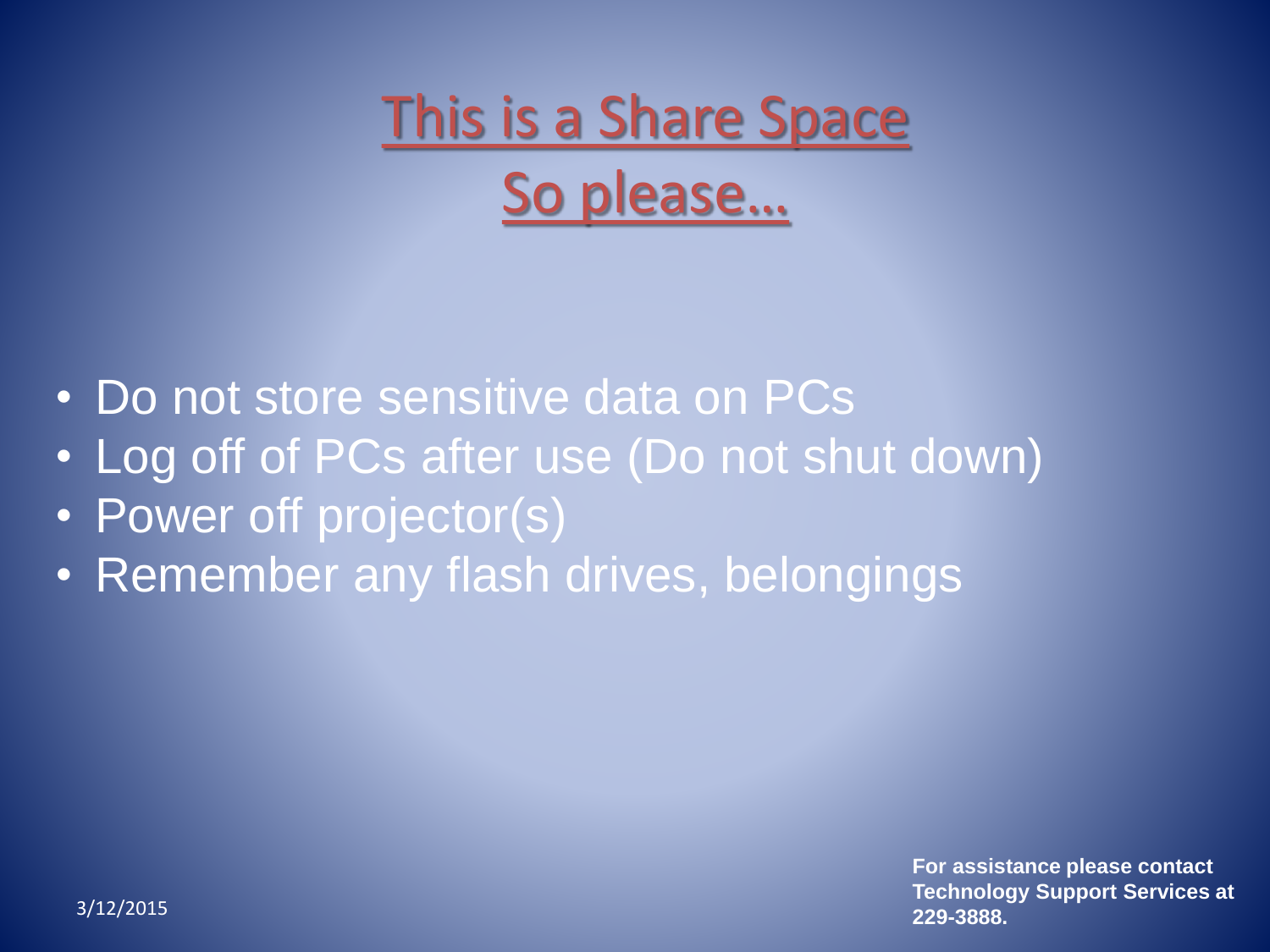# This is a Share Space
# So please…

- Do not store sensitive data on PCs
- Log off of PCs after use (Do not shut down)
- Power off projector(s)
- Remember any flash drives, belongings

3/12/2015

**For assistance please contact Technology Support Services at 229-3888.**